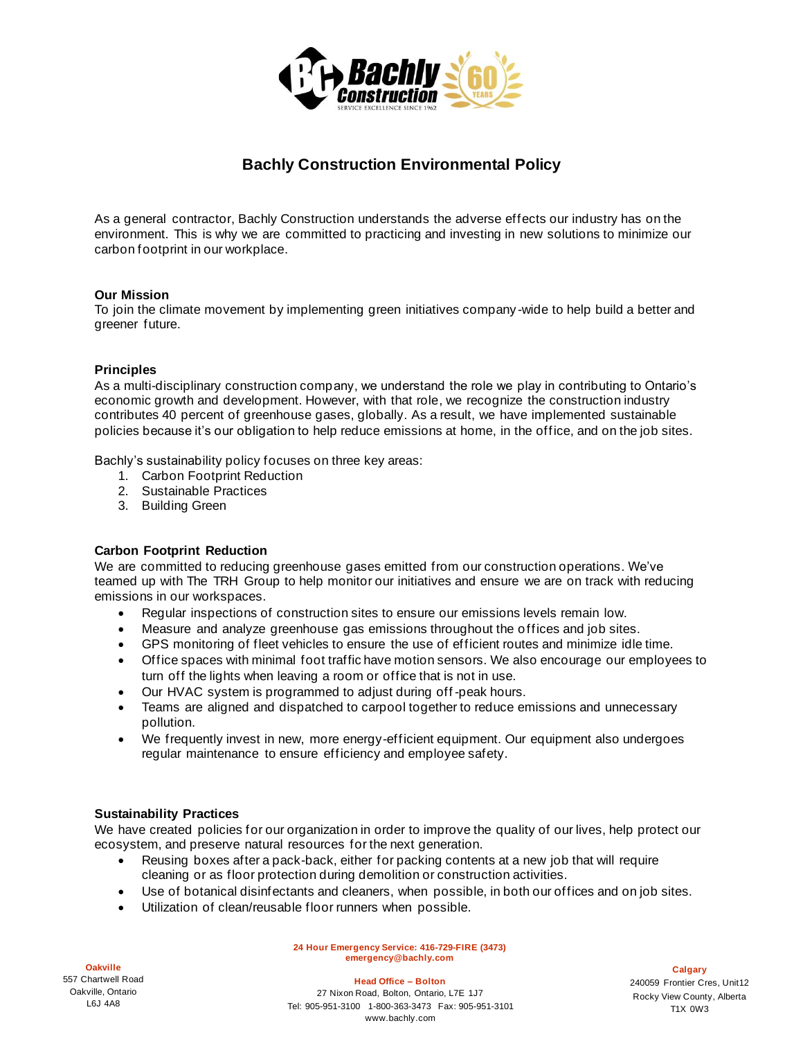# Bachly Construction Environmental Policy

As a general contractor, Bachly Construction understands the adverse effects our industry has on the environment. This is why we are committed to practicing and investing in new solutions to minimize our carbon footprint in our workplace.

**Our Mission**
To join the climate movement by implementing green initiatives company-wide to help build a better and greener future.

**Principles**
As a multi-disciplinary construction company, we understand the role we play in contributing to Ontario's economic growth and development. However, with that role, we recognize the construction industry contributes 40 percent of greenhouse gases, globally. As a result, we have implemented sustainable policies because it's our obligation to help reduce emissions at home, in the office, and on the job sites.

Bachly's sustainability policy focuses on three key areas:

1. Carbon Footprint Reduction
2. Sustainable Practices
3. Building Green

**Carbon Footprint Reduction**
We are committed to reducing greenhouse gases emitted from our construction operations. We've teamed up with The TRH Group to help monitor our initiatives and ensure we are on track with reducing emissions in our workspaces.

- Regular inspections of construction sites to ensure our emissions levels remain low.
- Measure and analyze greenhouse gas emissions throughout the offices and job sites.
- GPS monitoring of fleet vehicles to ensure the use of efficient routes and minimize idle time.
- Office spaces with minimal foot traffic have motion sensors. We also encourage our employees to turn off the lights when leaving a room or office that is not in use.
- Our HVAC system is programmed to adjust during off-peak hours.
- Teams are aligned and dispatched to carpool together to reduce emissions and unnecessary pollution.
- We frequently invest in new, more energy-efficient equipment. Our equipment also undergoes regular maintenance to ensure efficiency and employee safety.

**Sustainability Practices**
We have created policies for our organization in order to improve the quality of our lives, help protect our ecosystem, and preserve natural resources for the next generation.

- Reusing boxes after a pack-back, either for packing contents at a new job that will require cleaning or as floor protection during demolition or construction activities.
- Use of botanical disinfectants and cleaners, when possible, in both our offices and on job sites.
- Utilization of clean/reusable floor runners when possible.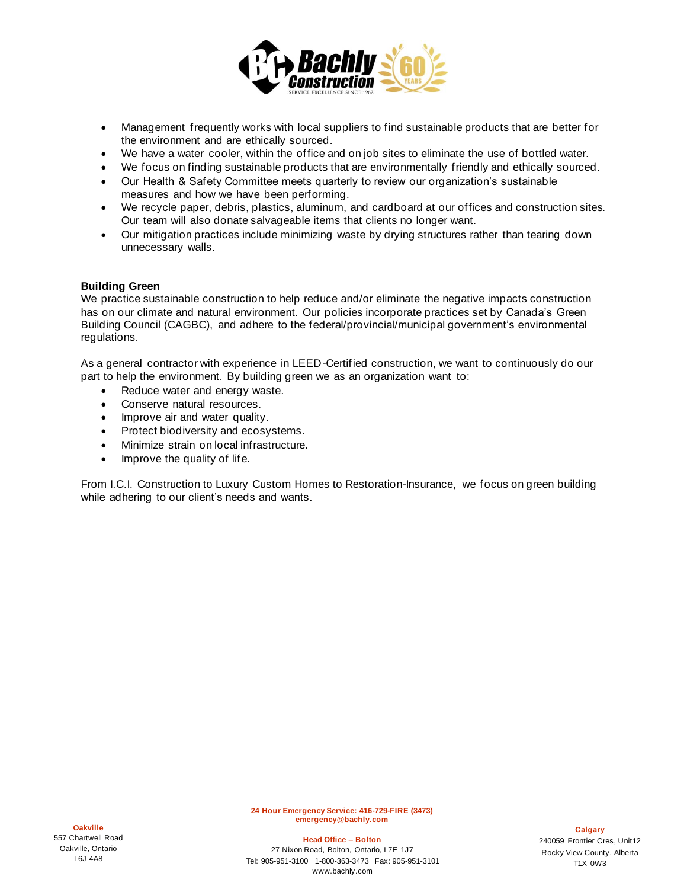- Management frequently works with local suppliers to find sustainable products that are better for the environment and are ethically sourced.
- We have a water cooler, within the office and on job sites to eliminate the use of bottled water.
- We focus on finding sustainable products that are environmentally friendly and ethically sourced.
- Our Health & Safety Committee meets quarterly to review our organization's sustainable measures and how we have been performing.
- We recycle paper, debris, plastics, aluminum, and cardboard at our offices and construction sites. Our team will also donate salvageable items that clients no longer want.
- Our mitigation practices include minimizing waste by drying structures rather than tearing down unnecessary walls.

**Building Green**

We practice sustainable construction to help reduce and/or eliminate the negative impacts construction has on our climate and natural environment. Our policies incorporate practices set by Canada's Green Building Council (CAGBC), and adhere to the federal/provincial/municipal government's environmental regulations.

As a general contractor with experience in LEED-Certified construction, we want to continuously do our part to help the environment. By building green we as an organization want to:

- Reduce water and energy waste.
- Conserve natural resources.
- Improve air and water quality.
- Protect biodiversity and ecosystems.
- Minimize strain on local infrastructure.
- Improve the quality of life.

From I.C.I. Construction to Luxury Custom Homes to Restoration-Insurance, we focus on green building while adhering to our client's needs and wants.